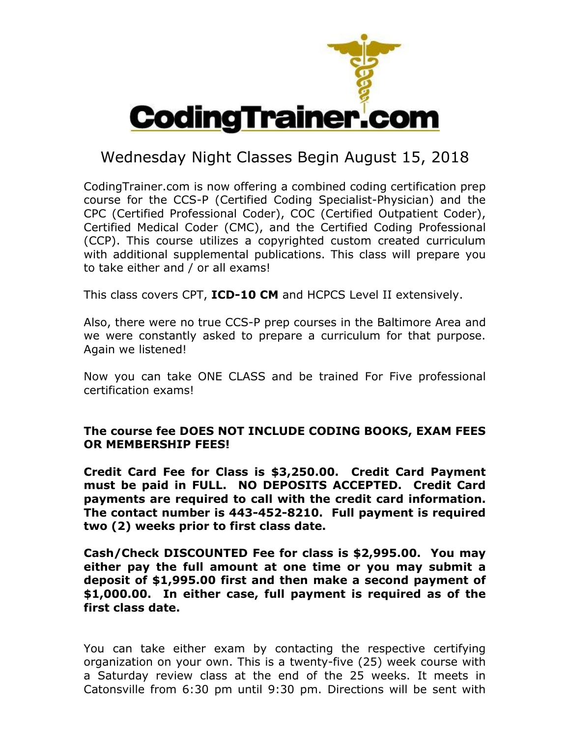# CodingTrainer.com

## Wednesday Night Classes Begin August 15, 2018

CodingTrainer.com is now offering a combined coding certification prep course for the CCS-P (Certified Coding Specialist-Physician) and the CPC (Certified Professional Coder), COC (Certified Outpatient Coder), Certified Medical Coder (CMC), and the Certified Coding Professional (CCP). This course utilizes a copyrighted custom created curriculum with additional supplemental publications. This class will prepare you to take either and / or all exams!

This class covers CPT, **ICD-10 CM** and HCPCS Level II extensively.

Also, there were no true CCS-P prep courses in the Baltimore Area and we were constantly asked to prepare a curriculum for that purpose. Again we listened!

Now you can take ONE CLASS and be trained For Five professional certification exams!

**The course fee DOES NOT INCLUDE CODING BOOKS, EXAM FEES OR MEMBERSHIP FEES!**

**Credit Card Fee for Class is $3,250.00. Credit Card Payment must be paid in FULL. NO DEPOSITS ACCEPTED. Credit Card payments are required to call with the credit card information. The contact number is 443-452-8210. Full payment is required two (2) weeks prior to first class date.**

**Cash/Check DISCOUNTED Fee for class is $2,995.00. You may either pay the full amount at one time or you may submit a deposit of $1,995.00 first and then make a second payment of $1,000.00. In either case, full payment is required as of the first class date.**

You can take either exam by contacting the respective certifying organization on your own. This is a twenty-five (25) week course with a Saturday review class at the end of the 25 weeks. It meets in Catonsville from 6:30 pm until 9:30 pm. Directions will be sent with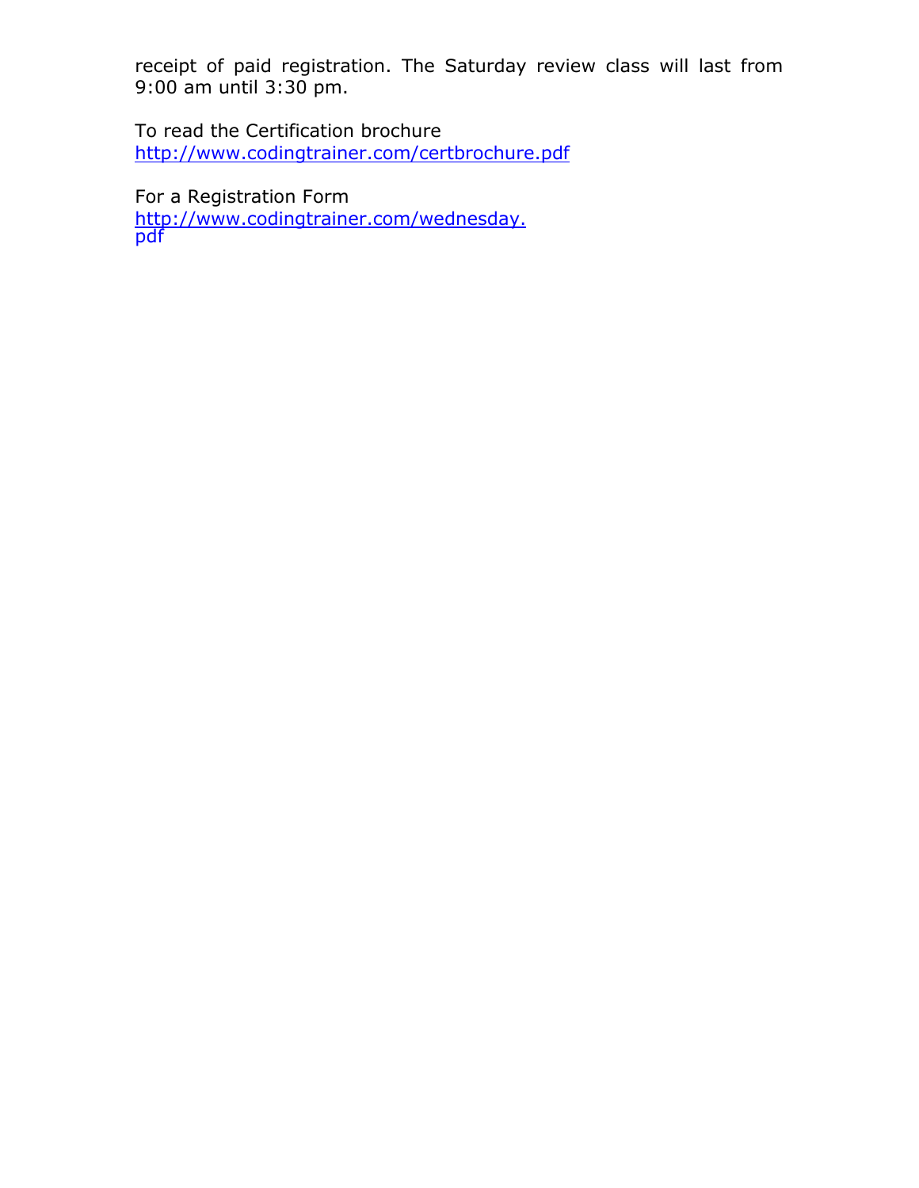receipt of paid registration. The Saturday review class will last from 9:00 am until 3:30 pm.

To read the Certification brochure
http://www.codingtrainer.com/certbrochure.pdf

For a Registration Form
http://www.codingtrainer.com/wednesday.pdf